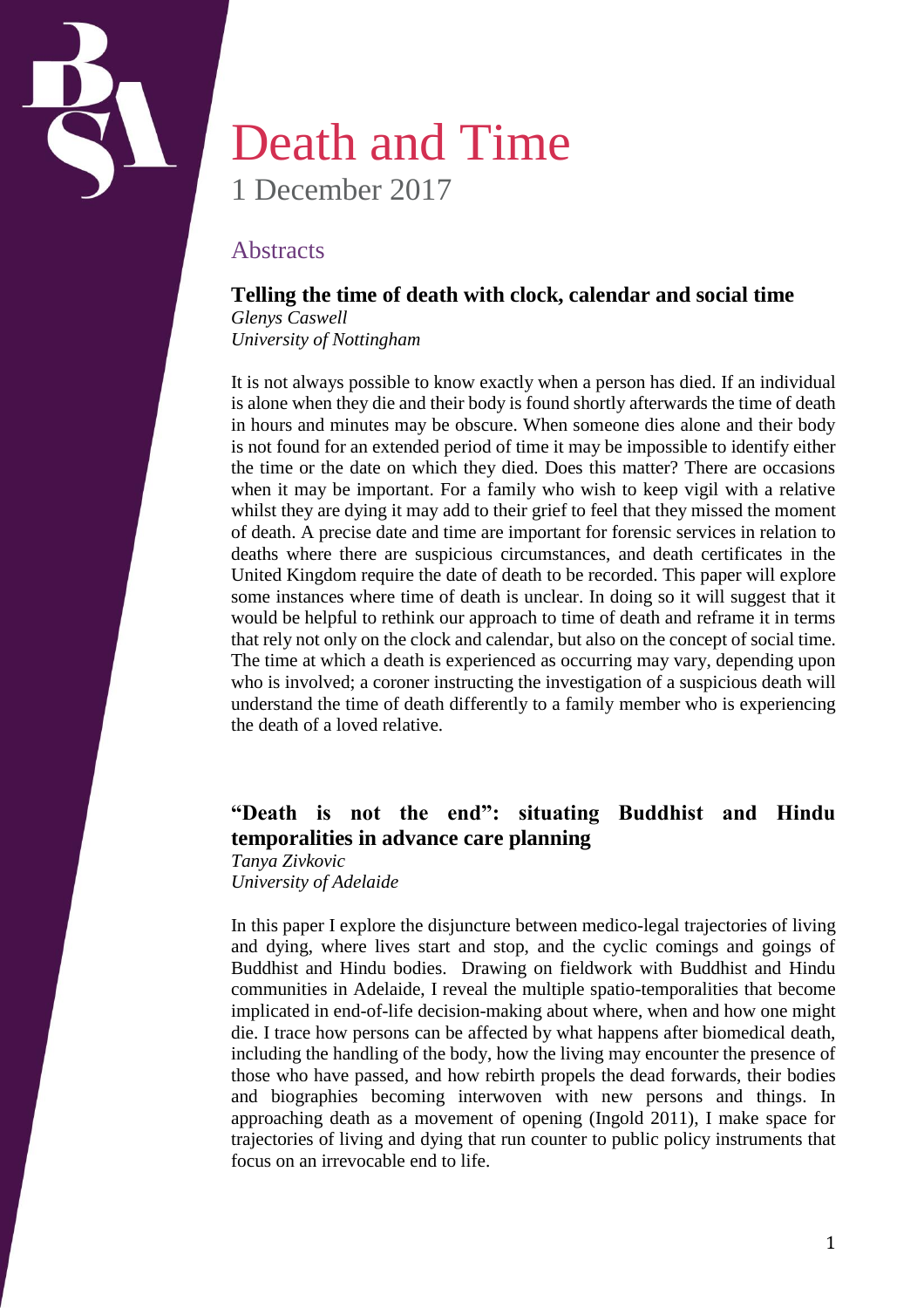# Death and Time

1 December 2017

## Abstracts

### Telling the time of death with clock, calendar and social time

*Glenys Caswell*
*University of Nottingham*

It is not always possible to know exactly when a person has died. If an individual is alone when they die and their body is found shortly afterwards the time of death in hours and minutes may be obscure. When someone dies alone and their body is not found for an extended period of time it may be impossible to identify either the time or the date on which they died. Does this matter? There are occasions when it may be important. For a family who wish to keep vigil with a relative whilst they are dying it may add to their grief to feel that they missed the moment of death. A precise date and time are important for forensic services in relation to deaths where there are suspicious circumstances, and death certificates in the United Kingdom require the date of death to be recorded. This paper will explore some instances where time of death is unclear. In doing so it will suggest that it would be helpful to rethink our approach to time of death and reframe it in terms that rely not only on the clock and calendar, but also on the concept of social time. The time at which a death is experienced as occurring may vary, depending upon who is involved; a coroner instructing the investigation of a suspicious death will understand the time of death differently to a family member who is experiencing the death of a loved relative.

### "Death is not the end": situating Buddhist and Hindu temporalities in advance care planning

*Tanya Zivkovic*
*University of Adelaide*

In this paper I explore the disjuncture between medico-legal trajectories of living and dying, where lives start and stop, and the cyclic comings and goings of Buddhist and Hindu bodies. Drawing on fieldwork with Buddhist and Hindu communities in Adelaide, I reveal the multiple spatio-temporalities that become implicated in end-of-life decision-making about where, when and how one might die. I trace how persons can be affected by what happens after biomedical death, including the handling of the body, how the living may encounter the presence of those who have passed, and how rebirth propels the dead forwards, their bodies and biographies becoming interwoven with new persons and things. In approaching death as a movement of opening (Ingold 2011), I make space for trajectories of living and dying that run counter to public policy instruments that focus on an irrevocable end to life.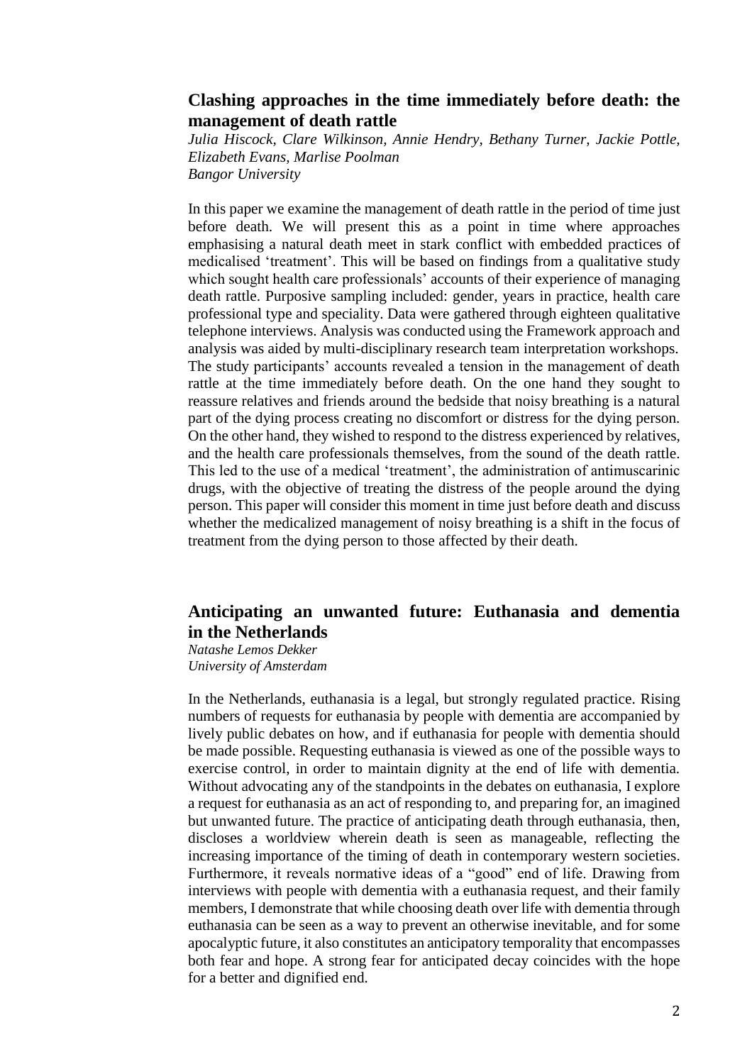## Clashing approaches in the time immediately before death: the management of death rattle

*Julia Hiscock, Clare Wilkinson, Annie Hendry, Bethany Turner, Jackie Pottle, Elizabeth Evans, Marlise Poolman*
*Bangor University*

In this paper we examine the management of death rattle in the period of time just before death. We will present this as a point in time where approaches emphasising a natural death meet in stark conflict with embedded practices of medicalised 'treatment'. This will be based on findings from a qualitative study which sought health care professionals' accounts of their experience of managing death rattle. Purposive sampling included: gender, years in practice, health care professional type and speciality. Data were gathered through eighteen qualitative telephone interviews. Analysis was conducted using the Framework approach and analysis was aided by multi-disciplinary research team interpretation workshops. The study participants' accounts revealed a tension in the management of death rattle at the time immediately before death. On the one hand they sought to reassure relatives and friends around the bedside that noisy breathing is a natural part of the dying process creating no discomfort or distress for the dying person. On the other hand, they wished to respond to the distress experienced by relatives, and the health care professionals themselves, from the sound of the death rattle. This led to the use of a medical 'treatment', the administration of antimuscarinic drugs, with the objective of treating the distress of the people around the dying person. This paper will consider this moment in time just before death and discuss whether the medicalized management of noisy breathing is a shift in the focus of treatment from the dying person to those affected by their death.

## Anticipating an unwanted future: Euthanasia and dementia in the Netherlands

*Natashe Lemos Dekker*
*University of Amsterdam*

In the Netherlands, euthanasia is a legal, but strongly regulated practice. Rising numbers of requests for euthanasia by people with dementia are accompanied by lively public debates on how, and if euthanasia for people with dementia should be made possible. Requesting euthanasia is viewed as one of the possible ways to exercise control, in order to maintain dignity at the end of life with dementia. Without advocating any of the standpoints in the debates on euthanasia, I explore a request for euthanasia as an act of responding to, and preparing for, an imagined but unwanted future. The practice of anticipating death through euthanasia, then, discloses a worldview wherein death is seen as manageable, reflecting the increasing importance of the timing of death in contemporary western societies. Furthermore, it reveals normative ideas of a "good" end of life. Drawing from interviews with people with dementia with a euthanasia request, and their family members, I demonstrate that while choosing death over life with dementia through euthanasia can be seen as a way to prevent an otherwise inevitable, and for some apocalyptic future, it also constitutes an anticipatory temporality that encompasses both fear and hope. A strong fear for anticipated decay coincides with the hope for a better and dignified end.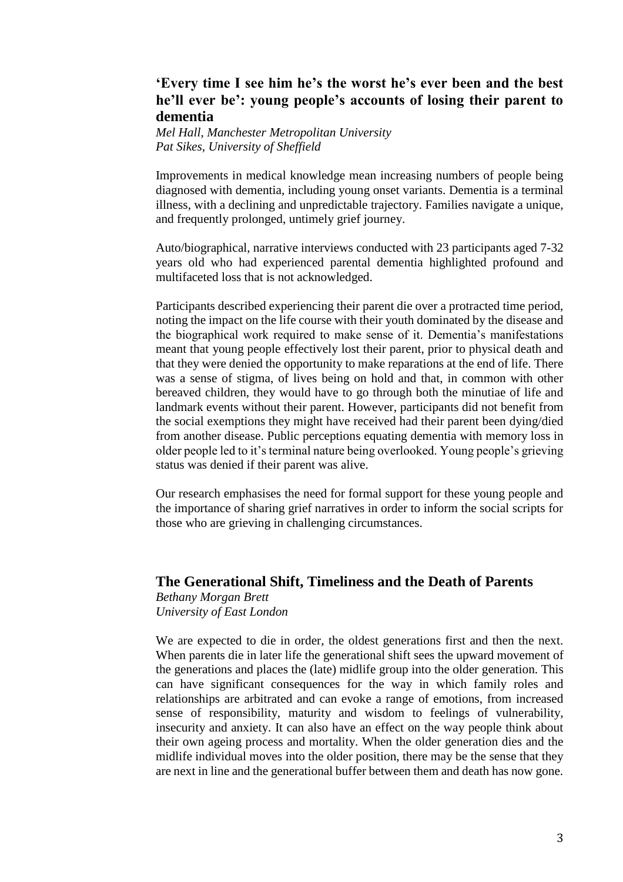## 'Every time I see him he's the worst he's ever been and the best he'll ever be': young people's accounts of losing their parent to dementia

*Mel Hall, Manchester Metropolitan University*
*Pat Sikes, University of Sheffield*

Improvements in medical knowledge mean increasing numbers of people being diagnosed with dementia, including young onset variants. Dementia is a terminal illness, with a declining and unpredictable trajectory. Families navigate a unique, and frequently prolonged, untimely grief journey.

Auto/biographical, narrative interviews conducted with 23 participants aged 7-32 years old who had experienced parental dementia highlighted profound and multifaceted loss that is not acknowledged.

Participants described experiencing their parent die over a protracted time period, noting the impact on the life course with their youth dominated by the disease and the biographical work required to make sense of it. Dementia's manifestations meant that young people effectively lost their parent, prior to physical death and that they were denied the opportunity to make reparations at the end of life. There was a sense of stigma, of lives being on hold and that, in common with other bereaved children, they would have to go through both the minutiae of life and landmark events without their parent. However, participants did not benefit from the social exemptions they might have received had their parent been dying/died from another disease. Public perceptions equating dementia with memory loss in older people led to it's terminal nature being overlooked. Young people's grieving status was denied if their parent was alive.

Our research emphasises the need for formal support for these young people and the importance of sharing grief narratives in order to inform the social scripts for those who are grieving in challenging circumstances.

## The Generational Shift, Timeliness and the Death of Parents

*Bethany Morgan Brett*
*University of East London*

We are expected to die in order, the oldest generations first and then the next. When parents die in later life the generational shift sees the upward movement of the generations and places the (late) midlife group into the older generation. This can have significant consequences for the way in which family roles and relationships are arbitrated and can evoke a range of emotions, from increased sense of responsibility, maturity and wisdom to feelings of vulnerability, insecurity and anxiety. It can also have an effect on the way people think about their own ageing process and mortality. When the older generation dies and the midlife individual moves into the older position, there may be the sense that they are next in line and the generational buffer between them and death has now gone.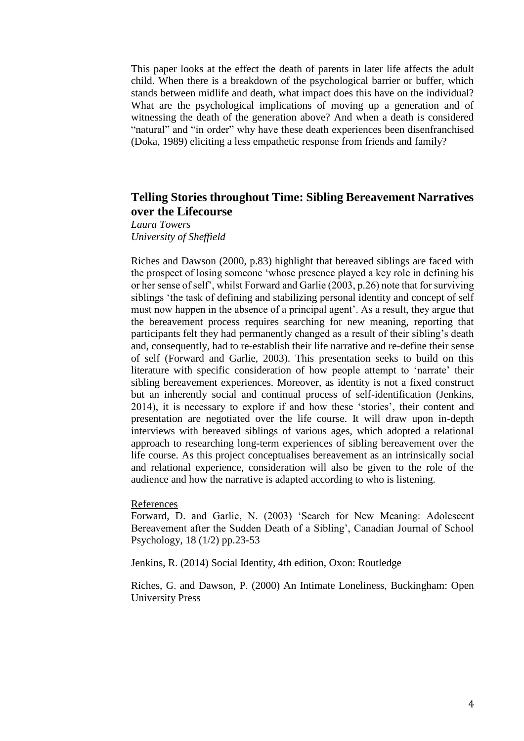This paper looks at the effect the death of parents in later life affects the adult child. When there is a breakdown of the psychological barrier or buffer, which stands between midlife and death, what impact does this have on the individual? What are the psychological implications of moving up a generation and of witnessing the death of the generation above? And when a death is considered "natural" and "in order" why have these death experiences been disenfranchised (Doka, 1989) eliciting a less empathetic response from friends and family?

## Telling Stories throughout Time: Sibling Bereavement Narratives over the Lifecourse

*Laura Towers*
*University of Sheffield*

Riches and Dawson (2000, p.83) highlight that bereaved siblings are faced with the prospect of losing someone 'whose presence played a key role in defining his or her sense of self', whilst Forward and Garlie (2003, p.26) note that for surviving siblings 'the task of defining and stabilizing personal identity and concept of self must now happen in the absence of a principal agent'. As a result, they argue that the bereavement process requires searching for new meaning, reporting that participants felt they had permanently changed as a result of their sibling's death and, consequently, had to re-establish their life narrative and re-define their sense of self (Forward and Garlie, 2003). This presentation seeks to build on this literature with specific consideration of how people attempt to 'narrate' their sibling bereavement experiences. Moreover, as identity is not a fixed construct but an inherently social and continual process of self-identification (Jenkins, 2014), it is necessary to explore if and how these 'stories', their content and presentation are negotiated over the life course. It will draw upon in-depth interviews with bereaved siblings of various ages, which adopted a relational approach to researching long-term experiences of sibling bereavement over the life course. As this project conceptualises bereavement as an intrinsically social and relational experience, consideration will also be given to the role of the audience and how the narrative is adapted according to who is listening.

References

Forward, D. and Garlie, N. (2003) 'Search for New Meaning: Adolescent Bereavement after the Sudden Death of a Sibling', Canadian Journal of School Psychology, 18 (1/2) pp.23-53

Jenkins, R. (2014) Social Identity, 4th edition, Oxon: Routledge

Riches, G. and Dawson, P. (2000) An Intimate Loneliness, Buckingham: Open University Press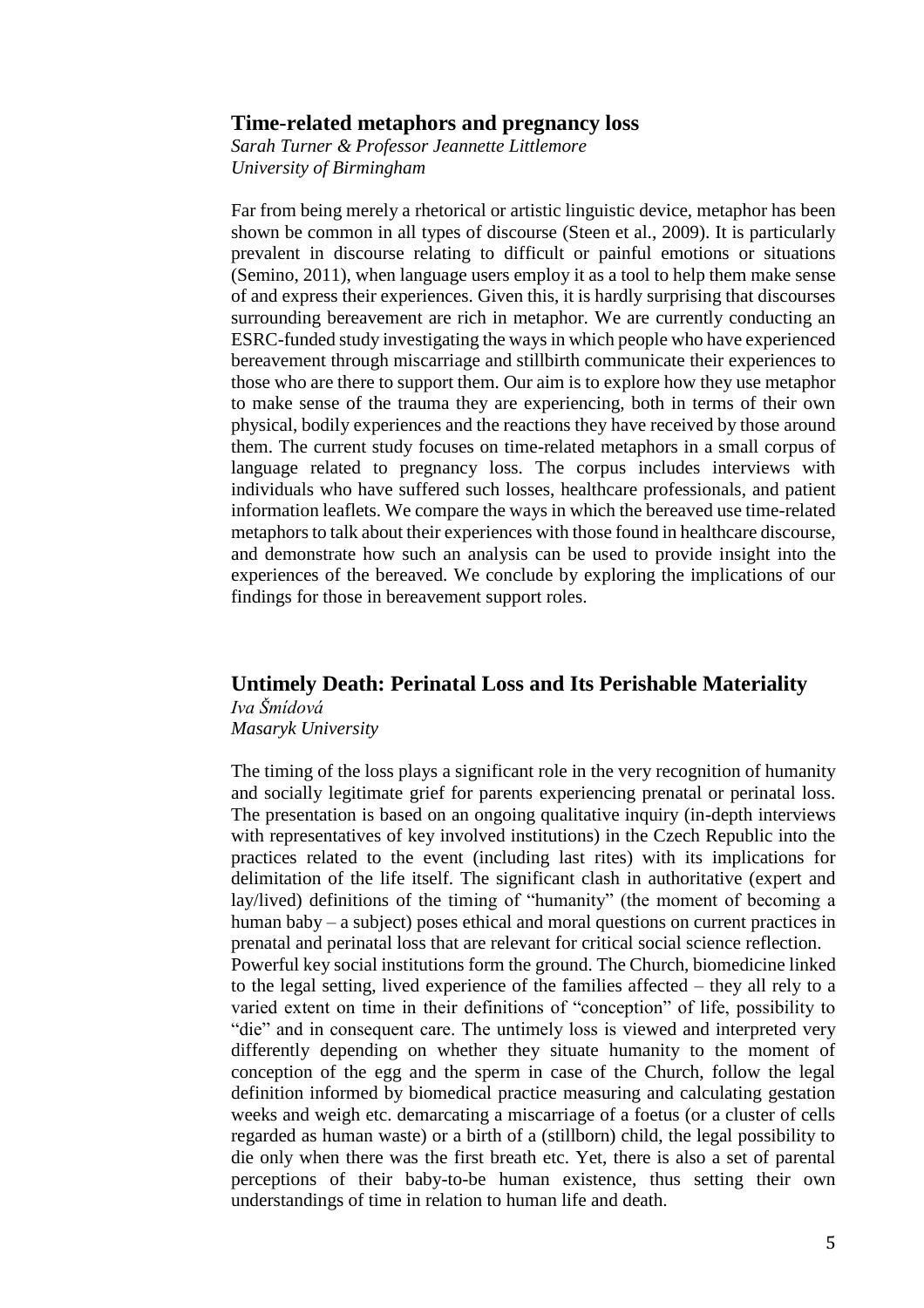## Time-related metaphors and pregnancy loss

*Sarah Turner & Professor Jeannette Littlemore*
*University of Birmingham*

Far from being merely a rhetorical or artistic linguistic device, metaphor has been shown be common in all types of discourse (Steen et al., 2009). It is particularly prevalent in discourse relating to difficult or painful emotions or situations (Semino, 2011), when language users employ it as a tool to help them make sense of and express their experiences. Given this, it is hardly surprising that discourses surrounding bereavement are rich in metaphor. We are currently conducting an ESRC-funded study investigating the ways in which people who have experienced bereavement through miscarriage and stillbirth communicate their experiences to those who are there to support them. Our aim is to explore how they use metaphor to make sense of the trauma they are experiencing, both in terms of their own physical, bodily experiences and the reactions they have received by those around them. The current study focuses on time-related metaphors in a small corpus of language related to pregnancy loss. The corpus includes interviews with individuals who have suffered such losses, healthcare professionals, and patient information leaflets. We compare the ways in which the bereaved use time-related metaphors to talk about their experiences with those found in healthcare discourse, and demonstrate how such an analysis can be used to provide insight into the experiences of the bereaved. We conclude by exploring the implications of our findings for those in bereavement support roles.

## Untimely Death: Perinatal Loss and Its Perishable Materiality

*Iva Šmídová*
*Masaryk University*

The timing of the loss plays a significant role in the very recognition of humanity and socially legitimate grief for parents experiencing prenatal or perinatal loss. The presentation is based on an ongoing qualitative inquiry (in-depth interviews with representatives of key involved institutions) in the Czech Republic into the practices related to the event (including last rites) with its implications for delimitation of the life itself. The significant clash in authoritative (expert and lay/lived) definitions of the timing of "humanity" (the moment of becoming a human baby – a subject) poses ethical and moral questions on current practices in prenatal and perinatal loss that are relevant for critical social science reflection.
Powerful key social institutions form the ground. The Church, biomedicine linked to the legal setting, lived experience of the families affected – they all rely to a varied extent on time in their definitions of "conception" of life, possibility to "die" and in consequent care. The untimely loss is viewed and interpreted very differently depending on whether they situate humanity to the moment of conception of the egg and the sperm in case of the Church, follow the legal definition informed by biomedical practice measuring and calculating gestation weeks and weigh etc. demarcating a miscarriage of a foetus (or a cluster of cells regarded as human waste) or a birth of a (stillborn) child, the legal possibility to die only when there was the first breath etc. Yet, there is also a set of parental perceptions of their baby-to-be human existence, thus setting their own understandings of time in relation to human life and death.